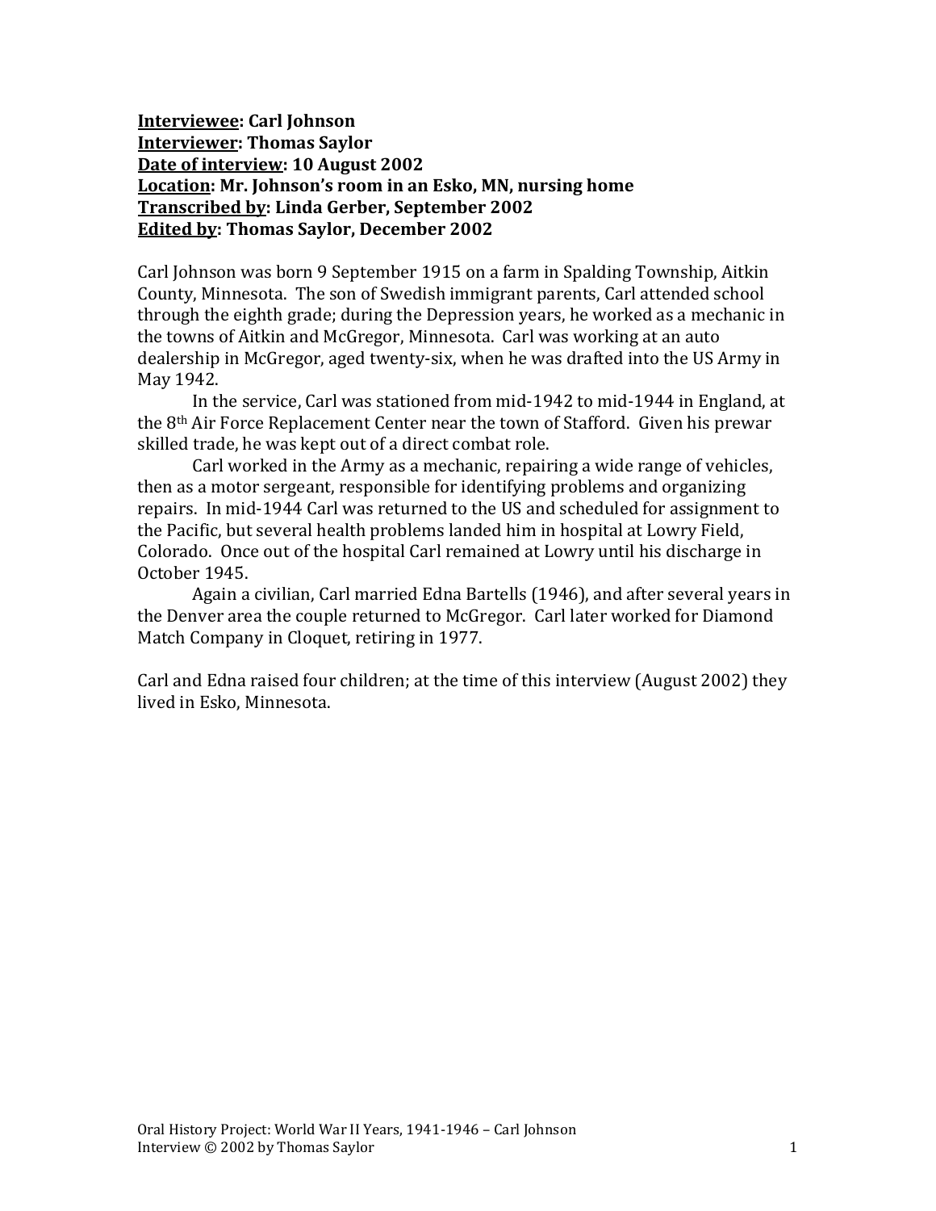**<u>Interviewee</u>: Carl Johnson**
**<u>Interviewer</u>: Thomas Saylor**
**<u>Date of interview</u>: 10 August 2002**
**<u>Location</u>: Mr. Johnson's room in an Esko, MN, nursing home**
**<u>Transcribed by</u>: Linda Gerber, September 2002**
**<u>Edited by</u>: Thomas Saylor, December 2002**

Carl Johnson was born 9 September 1915 on a farm in Spalding Township, Aitkin County, Minnesota. The son of Swedish immigrant parents, Carl attended school through the eighth grade; during the Depression years, he worked as a mechanic in the towns of Aitkin and McGregor, Minnesota. Carl was working at an auto dealership in McGregor, aged twenty-six, when he was drafted into the US Army in May 1942.

In the service, Carl was stationed from mid-1942 to mid-1944 in England, at the 8th Air Force Replacement Center near the town of Stafford. Given his prewar skilled trade, he was kept out of a direct combat role.

Carl worked in the Army as a mechanic, repairing a wide range of vehicles, then as a motor sergeant, responsible for identifying problems and organizing repairs. In mid-1944 Carl was returned to the US and scheduled for assignment to the Pacific, but several health problems landed him in hospital at Lowry Field, Colorado. Once out of the hospital Carl remained at Lowry until his discharge in October 1945.

Again a civilian, Carl married Edna Bartells (1946), and after several years in the Denver area the couple returned to McGregor. Carl later worked for Diamond Match Company in Cloquet, retiring in 1977.

Carl and Edna raised four children; at the time of this interview (August 2002) they lived in Esko, Minnesota.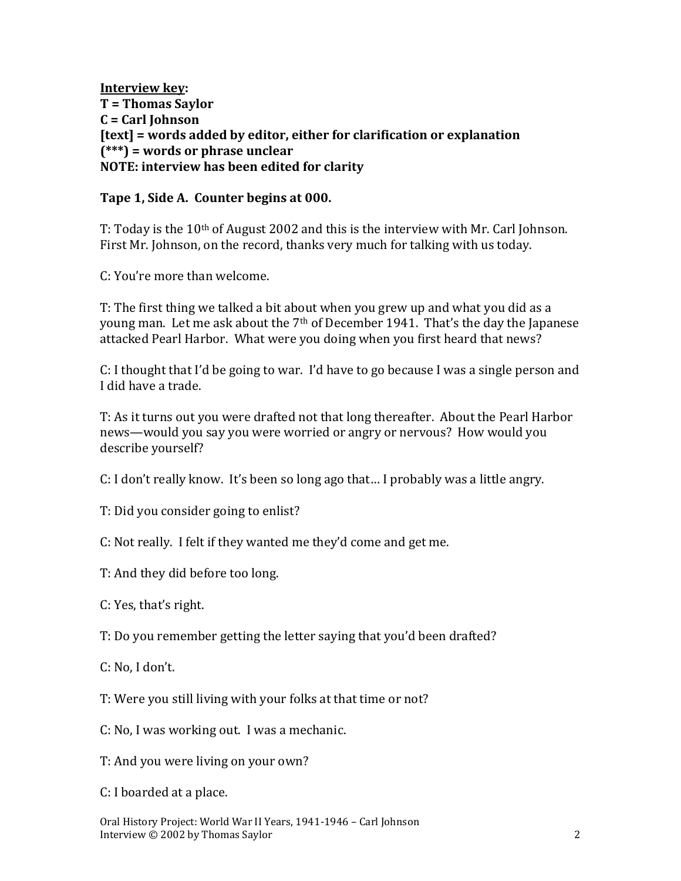**<u>Interview key</u>:**
**T = Thomas Saylor**
**C = Carl Johnson**
**[text] = words added by editor, either for clarification or explanation**
**(***) = words or phrase unclear**
**NOTE: interview has been edited for clarity**

**Tape 1, Side A. Counter begins at 000.**

T: Today is the 10th of August 2002 and this is the interview with Mr. Carl Johnson. First Mr. Johnson, on the record, thanks very much for talking with us today.

C: You're more than welcome.

T: The first thing we talked a bit about when you grew up and what you did as a young man. Let me ask about the 7th of December 1941. That's the day the Japanese attacked Pearl Harbor. What were you doing when you first heard that news?

C: I thought that I'd be going to war. I'd have to go because I was a single person and I did have a trade.

T: As it turns out you were drafted not that long thereafter. About the Pearl Harbor news—would you say you were worried or angry or nervous? How would you describe yourself?

C: I don't really know. It's been so long ago that… I probably was a little angry.

T: Did you consider going to enlist?

C: Not really. I felt if they wanted me they'd come and get me.

T: And they did before too long.

C: Yes, that's right.

T: Do you remember getting the letter saying that you'd been drafted?

C: No, I don't.

T: Were you still living with your folks at that time or not?

C: No, I was working out. I was a mechanic.

T: And you were living on your own?

C: I boarded at a place.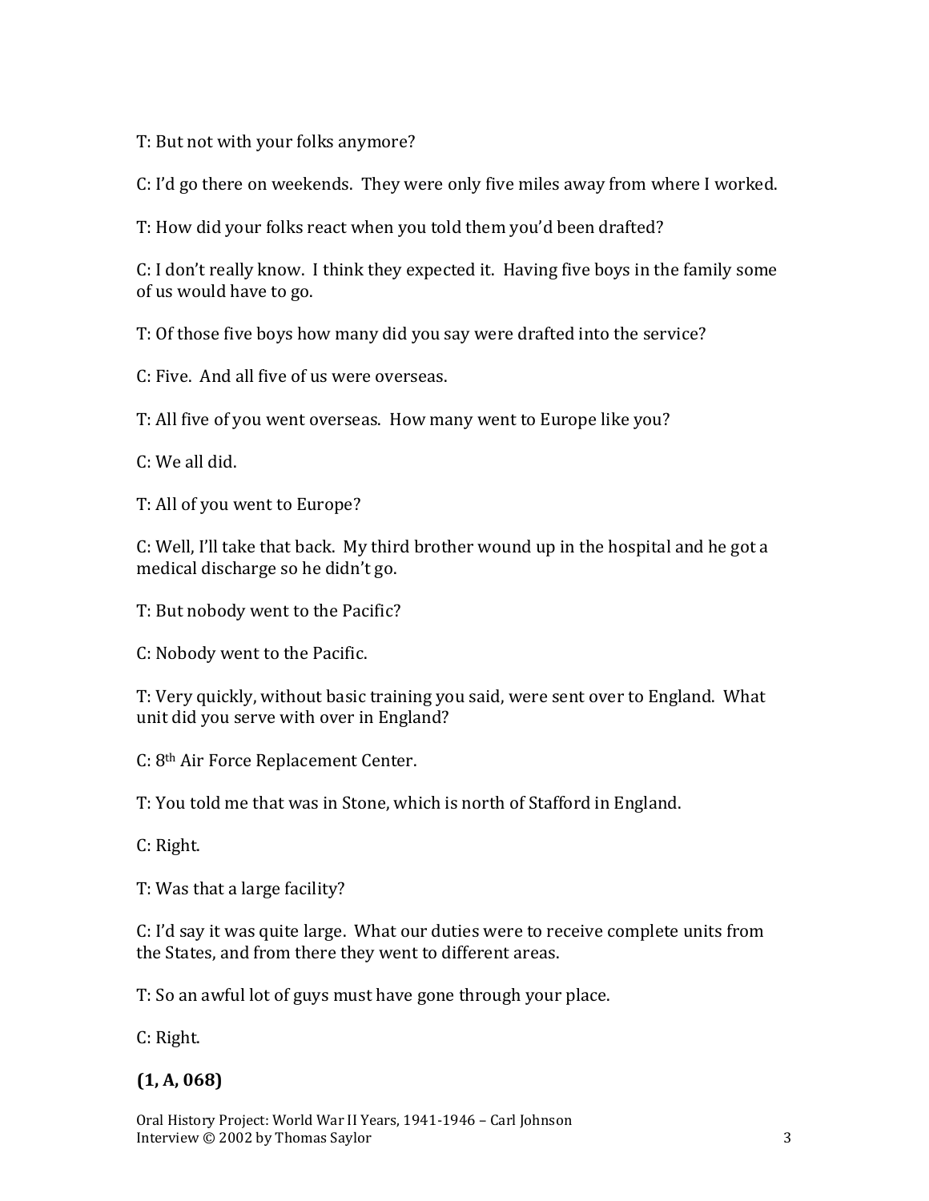T: But not with your folks anymore?

C: I'd go there on weekends. They were only five miles away from where I worked.

T: How did your folks react when you told them you'd been drafted?

C: I don't really know. I think they expected it. Having five boys in the family some of us would have to go.

T: Of those five boys how many did you say were drafted into the service?

C: Five. And all five of us were overseas.

T: All five of you went overseas. How many went to Europe like you?

C: We all did.

T: All of you went to Europe?

C: Well, I'll take that back. My third brother wound up in the hospital and he got a medical discharge so he didn't go.

T: But nobody went to the Pacific?

C: Nobody went to the Pacific.

T: Very quickly, without basic training you said, were sent over to England. What unit did you serve with over in England?

C: 8th Air Force Replacement Center.

T: You told me that was in Stone, which is north of Stafford in England.

C: Right.

T: Was that a large facility?

C: I'd say it was quite large. What our duties were to receive complete units from the States, and from there they went to different areas.

T: So an awful lot of guys must have gone through your place.

C: Right.

**(1, A, 068)**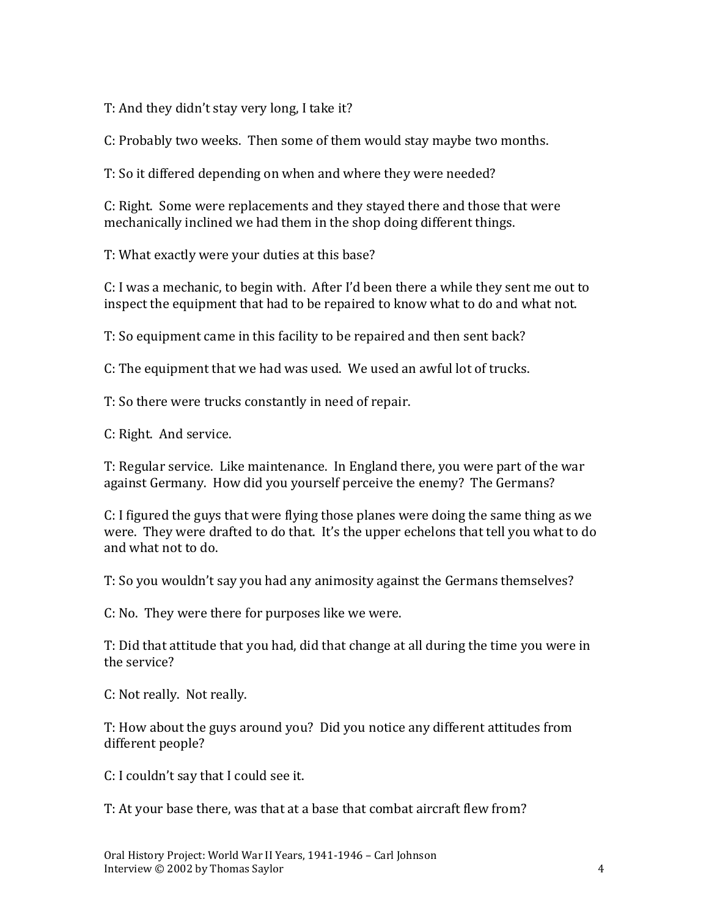T: And they didn't stay very long, I take it?

C: Probably two weeks. Then some of them would stay maybe two months.

T: So it differed depending on when and where they were needed?

C: Right. Some were replacements and they stayed there and those that were mechanically inclined we had them in the shop doing different things.

T: What exactly were your duties at this base?

C: I was a mechanic, to begin with. After I'd been there a while they sent me out to inspect the equipment that had to be repaired to know what to do and what not.

T: So equipment came in this facility to be repaired and then sent back?

C: The equipment that we had was used. We used an awful lot of trucks.

T: So there were trucks constantly in need of repair.

C: Right. And service.

T: Regular service. Like maintenance. In England there, you were part of the war against Germany. How did you yourself perceive the enemy? The Germans?

C: I figured the guys that were flying those planes were doing the same thing as we were. They were drafted to do that. It's the upper echelons that tell you what to do and what not to do.

T: So you wouldn't say you had any animosity against the Germans themselves?

C: No. They were there for purposes like we were.

T: Did that attitude that you had, did that change at all during the time you were in the service?

C: Not really. Not really.

T: How about the guys around you? Did you notice any different attitudes from different people?

C: I couldn't say that I could see it.

T: At your base there, was that at a base that combat aircraft flew from?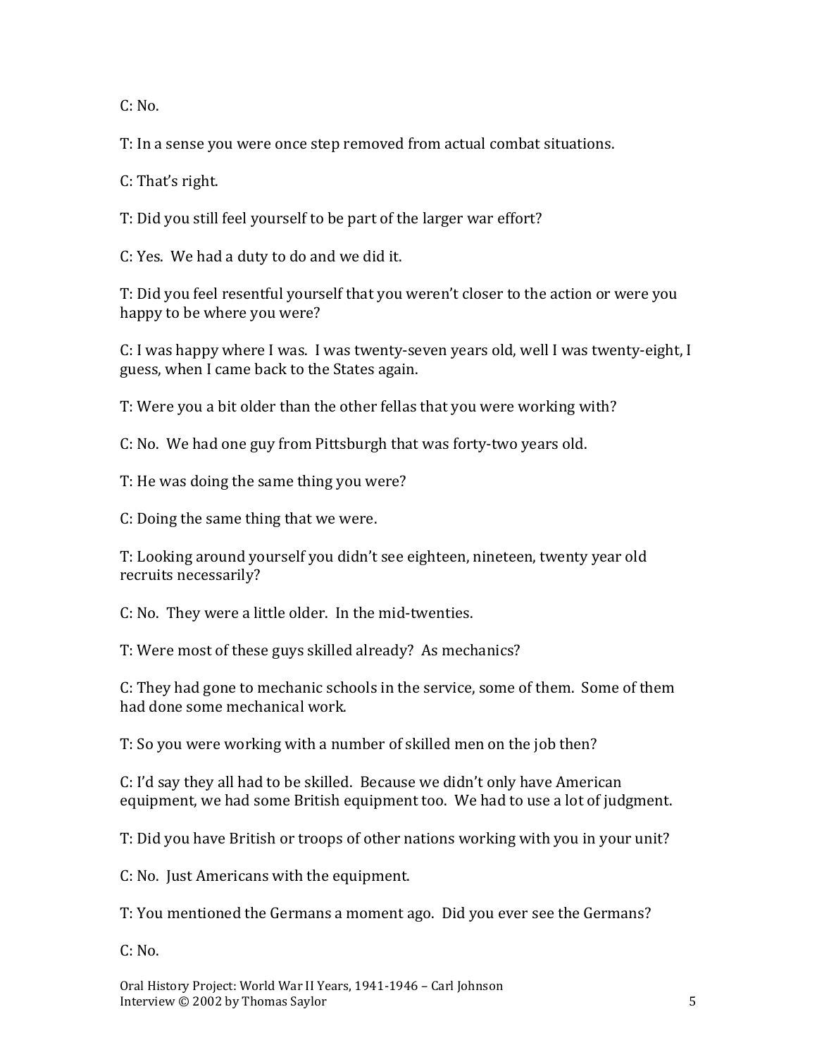C: No.

T: In a sense you were once step removed from actual combat situations.

C: That's right.

T: Did you still feel yourself to be part of the larger war effort?

C: Yes. We had a duty to do and we did it.

T: Did you feel resentful yourself that you weren't closer to the action or were you happy to be where you were?

C: I was happy where I was. I was twenty-seven years old, well I was twenty-eight, I guess, when I came back to the States again.

T: Were you a bit older than the other fellas that you were working with?

C: No. We had one guy from Pittsburgh that was forty-two years old.

T: He was doing the same thing you were?

C: Doing the same thing that we were.

T: Looking around yourself you didn't see eighteen, nineteen, twenty year old recruits necessarily?

C: No. They were a little older. In the mid-twenties.

T: Were most of these guys skilled already? As mechanics?

C: They had gone to mechanic schools in the service, some of them. Some of them had done some mechanical work.

T: So you were working with a number of skilled men on the job then?

C: I'd say they all had to be skilled. Because we didn't only have American equipment, we had some British equipment too. We had to use a lot of judgment.

T: Did you have British or troops of other nations working with you in your unit?

C: No. Just Americans with the equipment.

T: You mentioned the Germans a moment ago. Did you ever see the Germans?

C: No.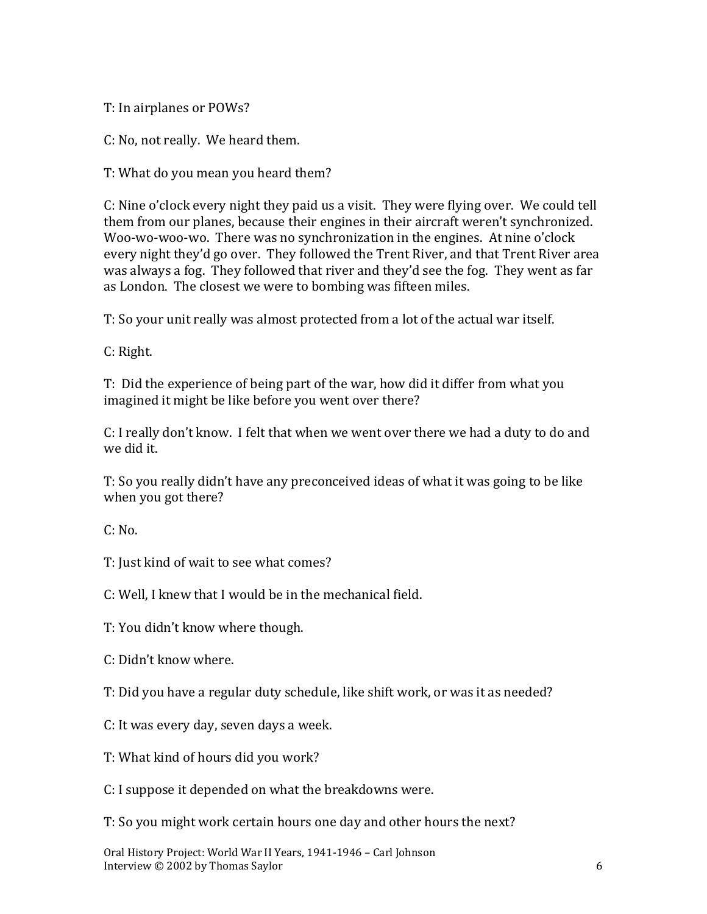T: In airplanes or POWs?

C: No, not really. We heard them.

T: What do you mean you heard them?

C: Nine o'clock every night they paid us a visit. They were flying over. We could tell them from our planes, because their engines in their aircraft weren't synchronized. Woo-wo-woo-wo. There was no synchronization in the engines. At nine o'clock every night they'd go over. They followed the Trent River, and that Trent River area was always a fog. They followed that river and they'd see the fog. They went as far as London. The closest we were to bombing was fifteen miles.

T: So your unit really was almost protected from a lot of the actual war itself.

C: Right.

T: Did the experience of being part of the war, how did it differ from what you imagined it might be like before you went over there?

C: I really don't know. I felt that when we went over there we had a duty to do and we did it.

T: So you really didn't have any preconceived ideas of what it was going to be like when you got there?

C: No.

T: Just kind of wait to see what comes?

C: Well, I knew that I would be in the mechanical field.

T: You didn't know where though.

C: Didn't know where.

T: Did you have a regular duty schedule, like shift work, or was it as needed?

C: It was every day, seven days a week.

T: What kind of hours did you work?

C: I suppose it depended on what the breakdowns were.

T: So you might work certain hours one day and other hours the next?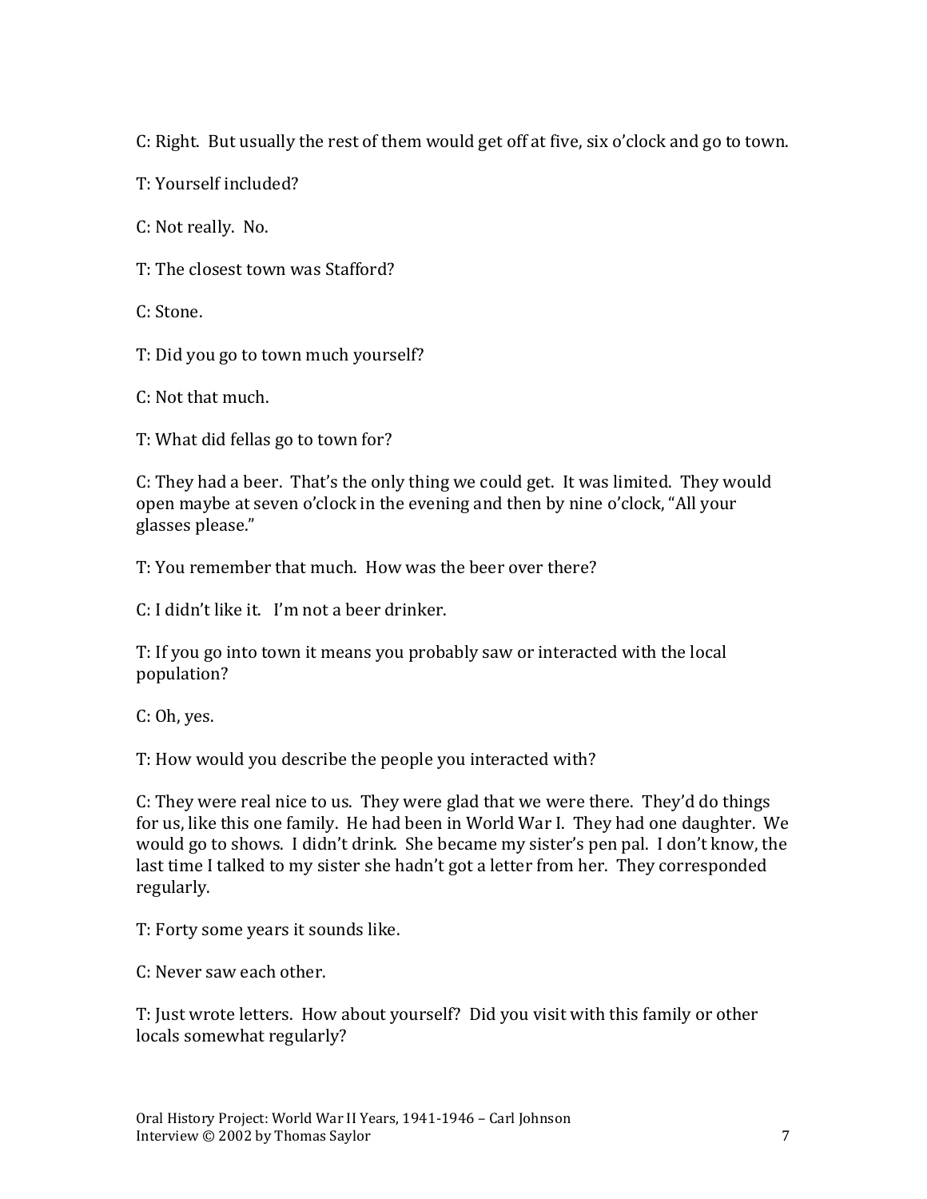C: Right. But usually the rest of them would get off at five, six o'clock and go to town.

T: Yourself included?

C: Not really. No.

T: The closest town was Stafford?

C: Stone.

T: Did you go to town much yourself?

C: Not that much.

T: What did fellas go to town for?

C: They had a beer. That's the only thing we could get. It was limited. They would open maybe at seven o'clock in the evening and then by nine o'clock, "All your glasses please."

T: You remember that much. How was the beer over there?

C: I didn't like it. I'm not a beer drinker.

T: If you go into town it means you probably saw or interacted with the local population?

C: Oh, yes.

T: How would you describe the people you interacted with?

C: They were real nice to us. They were glad that we were there. They'd do things for us, like this one family. He had been in World War I. They had one daughter. We would go to shows. I didn't drink. She became my sister's pen pal. I don't know, the last time I talked to my sister she hadn't got a letter from her. They corresponded regularly.

T: Forty some years it sounds like.

C: Never saw each other.

T: Just wrote letters. How about yourself? Did you visit with this family or other locals somewhat regularly?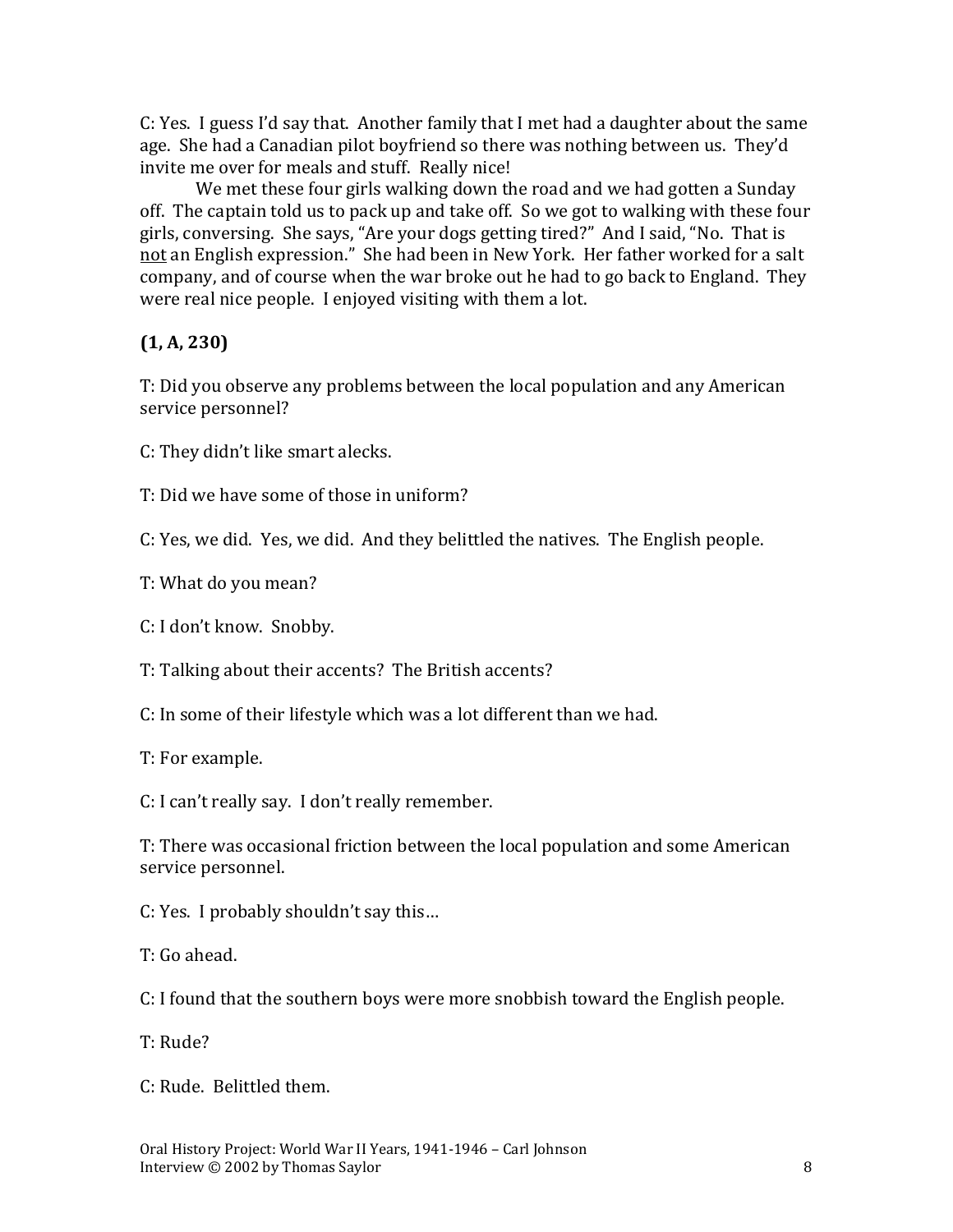C: Yes. I guess I'd say that. Another family that I met had a daughter about the same age. She had a Canadian pilot boyfriend so there was nothing between us. They'd invite me over for meals and stuff. Really nice!

We met these four girls walking down the road and we had gotten a Sunday off. The captain told us to pack up and take off. So we got to walking with these four girls, conversing. She says, "Are your dogs getting tired?" And I said, "No. That is not an English expression." She had been in New York. Her father worked for a salt company, and of course when the war broke out he had to go back to England. They were real nice people. I enjoyed visiting with them a lot.

**(1, A, 230)**

T: Did you observe any problems between the local population and any American service personnel?

C: They didn't like smart alecks.

T: Did we have some of those in uniform?

C: Yes, we did. Yes, we did. And they belittled the natives. The English people.

T: What do you mean?

C: I don't know. Snobby.

T: Talking about their accents? The British accents?

C: In some of their lifestyle which was a lot different than we had.

T: For example.

C: I can't really say. I don't really remember.

T: There was occasional friction between the local population and some American service personnel.

C: Yes. I probably shouldn't say this…

T: Go ahead.

C: I found that the southern boys were more snobbish toward the English people.

T: Rude?

C: Rude. Belittled them.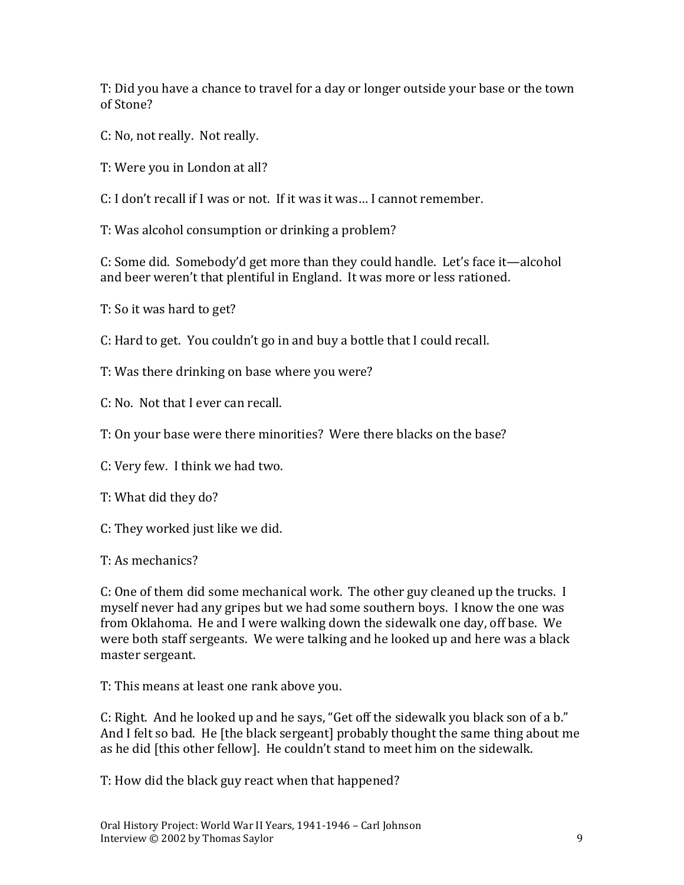T: Did you have a chance to travel for a day or longer outside your base or the town of Stone?

C: No, not really. Not really.

T: Were you in London at all?

C: I don't recall if I was or not. If it was it was… I cannot remember.

T: Was alcohol consumption or drinking a problem?

C: Some did. Somebody'd get more than they could handle. Let's face it—alcohol and beer weren't that plentiful in England. It was more or less rationed.

T: So it was hard to get?

C: Hard to get. You couldn't go in and buy a bottle that I could recall.

T: Was there drinking on base where you were?

C: No. Not that I ever can recall.

T: On your base were there minorities? Were there blacks on the base?

C: Very few. I think we had two.

T: What did they do?

C: They worked just like we did.

T: As mechanics?

C: One of them did some mechanical work. The other guy cleaned up the trucks. I myself never had any gripes but we had some southern boys. I know the one was from Oklahoma. He and I were walking down the sidewalk one day, off base. We were both staff sergeants. We were talking and he looked up and here was a black master sergeant.

T: This means at least one rank above you.

C: Right. And he looked up and he says, "Get off the sidewalk you black son of a b." And I felt so bad. He [the black sergeant] probably thought the same thing about me as he did [this other fellow]. He couldn't stand to meet him on the sidewalk.

T: How did the black guy react when that happened?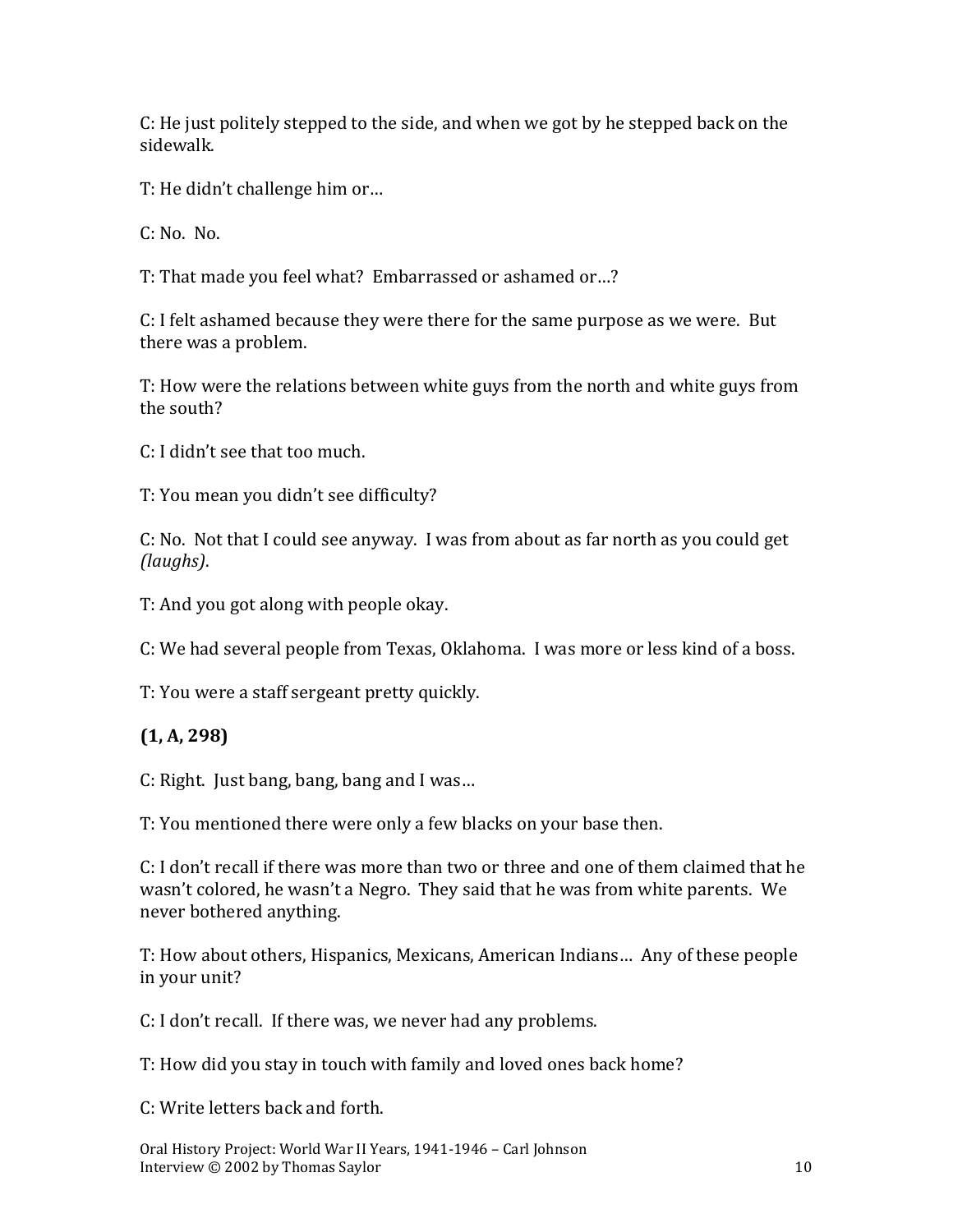C: He just politely stepped to the side, and when we got by he stepped back on the sidewalk.

T: He didn't challenge him or…

C: No. No.

T: That made you feel what? Embarrassed or ashamed or…?

C: I felt ashamed because they were there for the same purpose as we were. But there was a problem.

T: How were the relations between white guys from the north and white guys from the south?

C: I didn't see that too much.

T: You mean you didn't see difficulty?

C: No. Not that I could see anyway. I was from about as far north as you could get *(laughs)*.

T: And you got along with people okay.

C: We had several people from Texas, Oklahoma. I was more or less kind of a boss.

T: You were a staff sergeant pretty quickly.

**(1, A, 298)**

C: Right. Just bang, bang, bang and I was…

T: You mentioned there were only a few blacks on your base then.

C: I don't recall if there was more than two or three and one of them claimed that he wasn't colored, he wasn't a Negro. They said that he was from white parents. We never bothered anything.

T: How about others, Hispanics, Mexicans, American Indians… Any of these people in your unit?

C: I don't recall. If there was, we never had any problems.

T: How did you stay in touch with family and loved ones back home?

C: Write letters back and forth.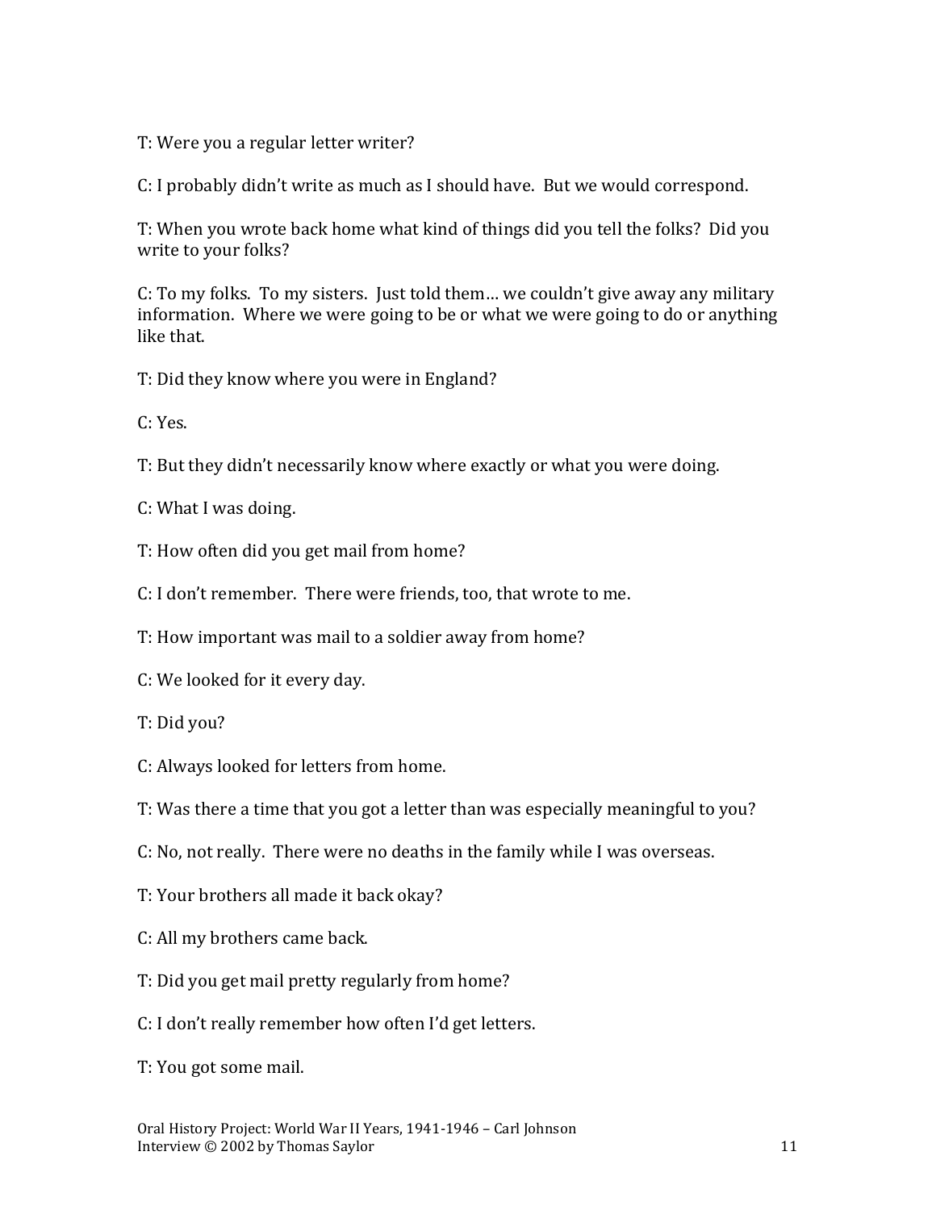T: Were you a regular letter writer?

C: I probably didn't write as much as I should have. But we would correspond.

T: When you wrote back home what kind of things did you tell the folks? Did you write to your folks?

C: To my folks. To my sisters. Just told them… we couldn't give away any military information. Where we were going to be or what we were going to do or anything like that.

T: Did they know where you were in England?

C: Yes.

T: But they didn't necessarily know where exactly or what you were doing.

C: What I was doing.

T: How often did you get mail from home?

C: I don't remember. There were friends, too, that wrote to me.

T: How important was mail to a soldier away from home?

C: We looked for it every day.

T: Did you?

C: Always looked for letters from home.

T: Was there a time that you got a letter than was especially meaningful to you?

C: No, not really. There were no deaths in the family while I was overseas.

T: Your brothers all made it back okay?

C: All my brothers came back.

T: Did you get mail pretty regularly from home?

C: I don't really remember how often I'd get letters.

T: You got some mail.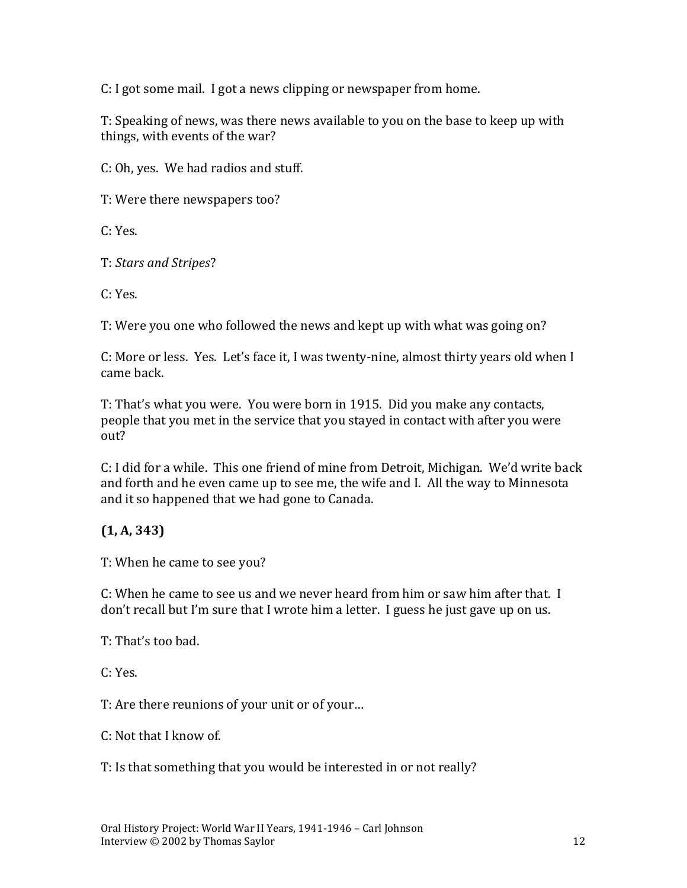C: I got some mail. I got a news clipping or newspaper from home.

T: Speaking of news, was there news available to you on the base to keep up with things, with events of the war?

C: Oh, yes. We had radios and stuff.

T: Were there newspapers too?

C: Yes.

T: *Stars and Stripes*?

C: Yes.

T: Were you one who followed the news and kept up with what was going on?

C: More or less. Yes. Let's face it, I was twenty-nine, almost thirty years old when I came back.

T: That's what you were. You were born in 1915. Did you make any contacts, people that you met in the service that you stayed in contact with after you were out?

C: I did for a while. This one friend of mine from Detroit, Michigan. We'd write back and forth and he even came up to see me, the wife and I. All the way to Minnesota and it so happened that we had gone to Canada.

**(1, A, 343)**

T: When he came to see you?

C: When he came to see us and we never heard from him or saw him after that. I don't recall but I'm sure that I wrote him a letter. I guess he just gave up on us.

T: That's too bad.

C: Yes.

T: Are there reunions of your unit or of your…

C: Not that I know of.

T: Is that something that you would be interested in or not really?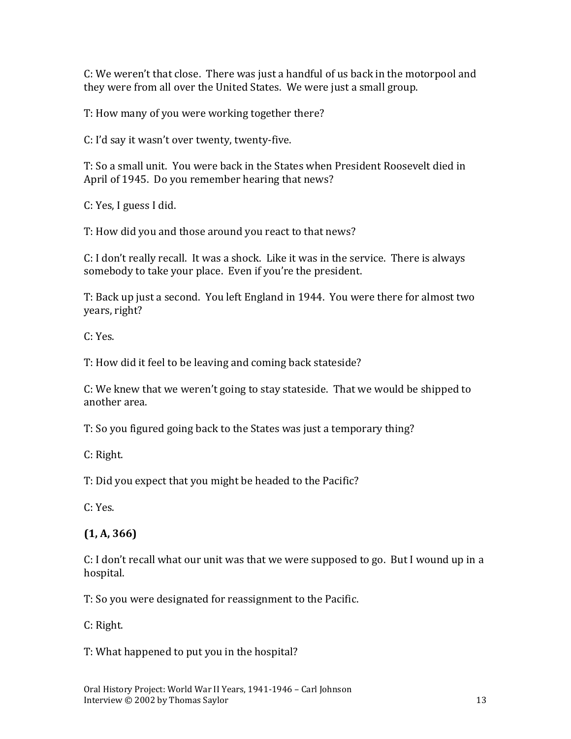C: We weren't that close. There was just a handful of us back in the motorpool and they were from all over the United States. We were just a small group.

T: How many of you were working together there?

C: I'd say it wasn't over twenty, twenty-five.

T: So a small unit. You were back in the States when President Roosevelt died in April of 1945. Do you remember hearing that news?

C: Yes, I guess I did.

T: How did you and those around you react to that news?

C: I don't really recall. It was a shock. Like it was in the service. There is always somebody to take your place. Even if you're the president.

T: Back up just a second. You left England in 1944. You were there for almost two years, right?

C: Yes.

T: How did it feel to be leaving and coming back stateside?

C: We knew that we weren't going to stay stateside. That we would be shipped to another area.

T: So you figured going back to the States was just a temporary thing?

C: Right.

T: Did you expect that you might be headed to the Pacific?

C: Yes.

**(1, A, 366)**

C: I don't recall what our unit was that we were supposed to go. But I wound up in a hospital.

T: So you were designated for reassignment to the Pacific.

C: Right.

T: What happened to put you in the hospital?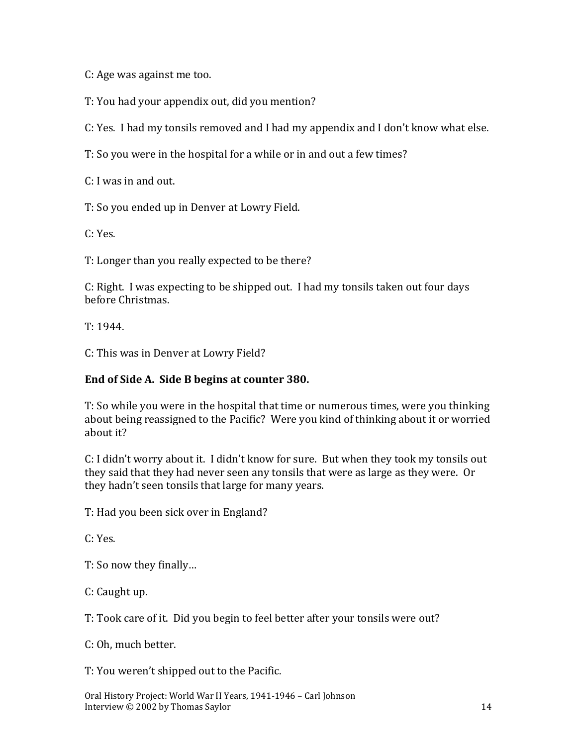C: Age was against me too.

T: You had your appendix out, did you mention?

C: Yes. I had my tonsils removed and I had my appendix and I don't know what else.

T: So you were in the hospital for a while or in and out a few times?

C: I was in and out.

T: So you ended up in Denver at Lowry Field.

C: Yes.

T: Longer than you really expected to be there?

C: Right. I was expecting to be shipped out. I had my tonsils taken out four days before Christmas.

T: 1944.

C: This was in Denver at Lowry Field?

**End of Side A. Side B begins at counter 380.**

T: So while you were in the hospital that time or numerous times, were you thinking about being reassigned to the Pacific? Were you kind of thinking about it or worried about it?

C: I didn't worry about it. I didn't know for sure. But when they took my tonsils out they said that they had never seen any tonsils that were as large as they were. Or they hadn't seen tonsils that large for many years.

T: Had you been sick over in England?

C: Yes.

T: So now they finally…

C: Caught up.

T: Took care of it. Did you begin to feel better after your tonsils were out?

C: Oh, much better.

T: You weren't shipped out to the Pacific.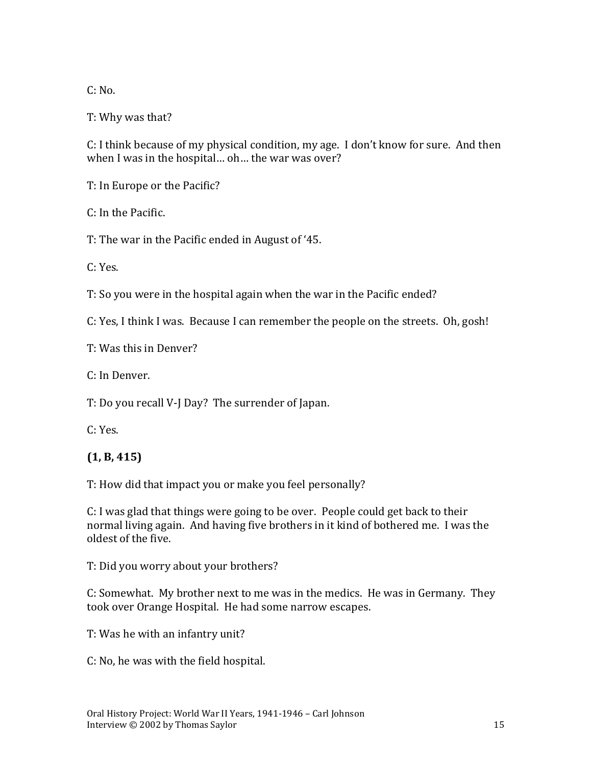C: No.

T: Why was that?

C: I think because of my physical condition, my age. I don't know for sure. And then when I was in the hospital… oh… the war was over?

T: In Europe or the Pacific?

C: In the Pacific.

T: The war in the Pacific ended in August of '45.

C: Yes.

T: So you were in the hospital again when the war in the Pacific ended?

C: Yes, I think I was. Because I can remember the people on the streets. Oh, gosh!

T: Was this in Denver?

C: In Denver.

T: Do you recall V-J Day? The surrender of Japan.

C: Yes.

**(1, B, 415)**

T: How did that impact you or make you feel personally?

C: I was glad that things were going to be over. People could get back to their normal living again. And having five brothers in it kind of bothered me. I was the oldest of the five.

T: Did you worry about your brothers?

C: Somewhat. My brother next to me was in the medics. He was in Germany. They took over Orange Hospital. He had some narrow escapes.

T: Was he with an infantry unit?

C: No, he was with the field hospital.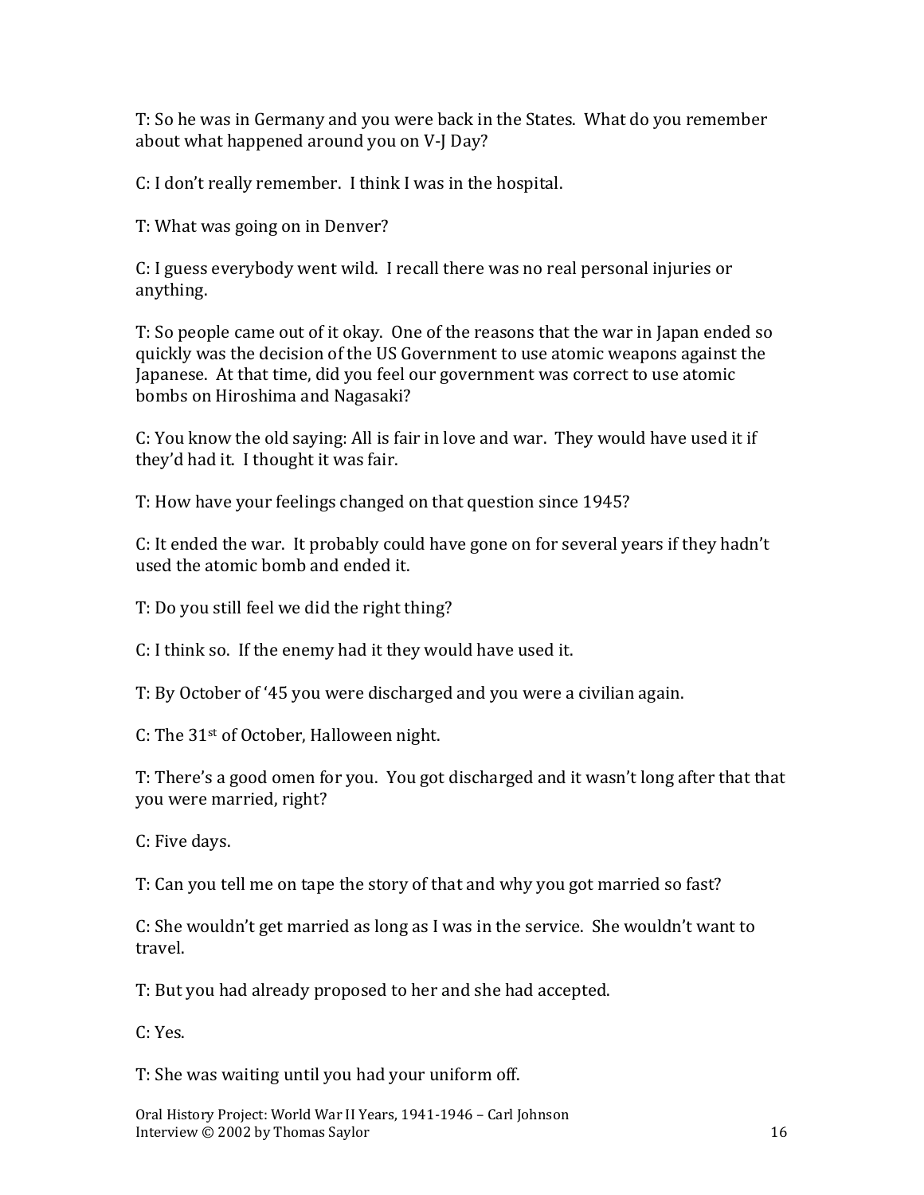T: So he was in Germany and you were back in the States. What do you remember about what happened around you on V-J Day?

C: I don't really remember. I think I was in the hospital.

T: What was going on in Denver?

C: I guess everybody went wild. I recall there was no real personal injuries or anything.

T: So people came out of it okay. One of the reasons that the war in Japan ended so quickly was the decision of the US Government to use atomic weapons against the Japanese. At that time, did you feel our government was correct to use atomic bombs on Hiroshima and Nagasaki?

C: You know the old saying: All is fair in love and war. They would have used it if they'd had it. I thought it was fair.

T: How have your feelings changed on that question since 1945?

C: It ended the war. It probably could have gone on for several years if they hadn't used the atomic bomb and ended it.

T: Do you still feel we did the right thing?

C: I think so. If the enemy had it they would have used it.

T: By October of '45 you were discharged and you were a civilian again.

C: The 31st of October, Halloween night.

T: There's a good omen for you. You got discharged and it wasn't long after that that you were married, right?

C: Five days.

T: Can you tell me on tape the story of that and why you got married so fast?

C: She wouldn't get married as long as I was in the service. She wouldn't want to travel.

T: But you had already proposed to her and she had accepted.

C: Yes.

T: She was waiting until you had your uniform off.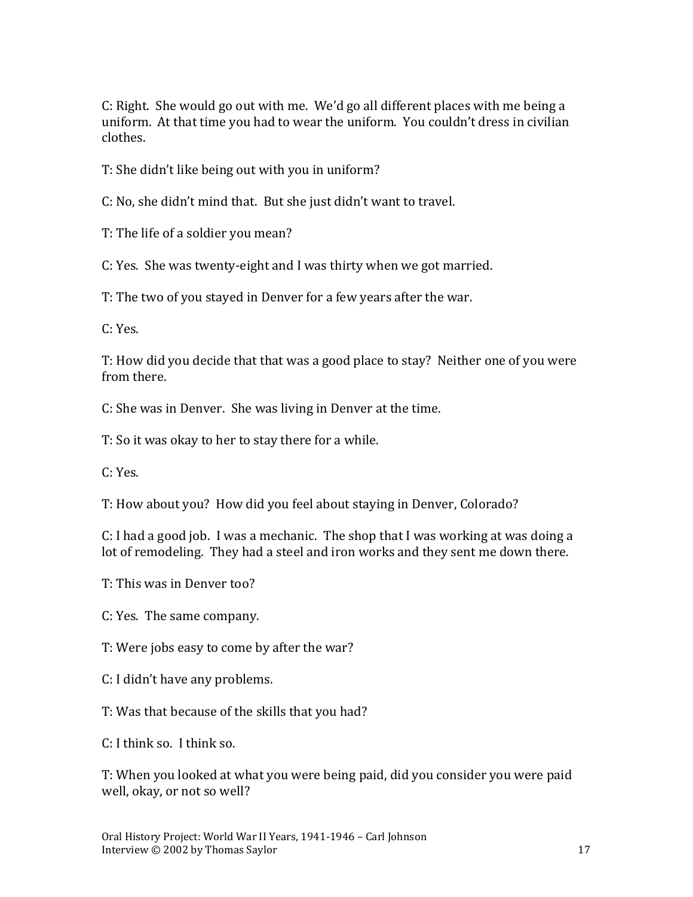C: Right. She would go out with me. We'd go all different places with me being a uniform. At that time you had to wear the uniform. You couldn't dress in civilian clothes.

T: She didn't like being out with you in uniform?

C: No, she didn't mind that. But she just didn't want to travel.

T: The life of a soldier you mean?

C: Yes. She was twenty-eight and I was thirty when we got married.

T: The two of you stayed in Denver for a few years after the war.

C: Yes.

T: How did you decide that that was a good place to stay? Neither one of you were from there.

C: She was in Denver. She was living in Denver at the time.

T: So it was okay to her to stay there for a while.

C: Yes.

T: How about you? How did you feel about staying in Denver, Colorado?

C: I had a good job. I was a mechanic. The shop that I was working at was doing a lot of remodeling. They had a steel and iron works and they sent me down there.

T: This was in Denver too?

C: Yes. The same company.

T: Were jobs easy to come by after the war?

C: I didn't have any problems.

T: Was that because of the skills that you had?

C: I think so. I think so.

T: When you looked at what you were being paid, did you consider you were paid well, okay, or not so well?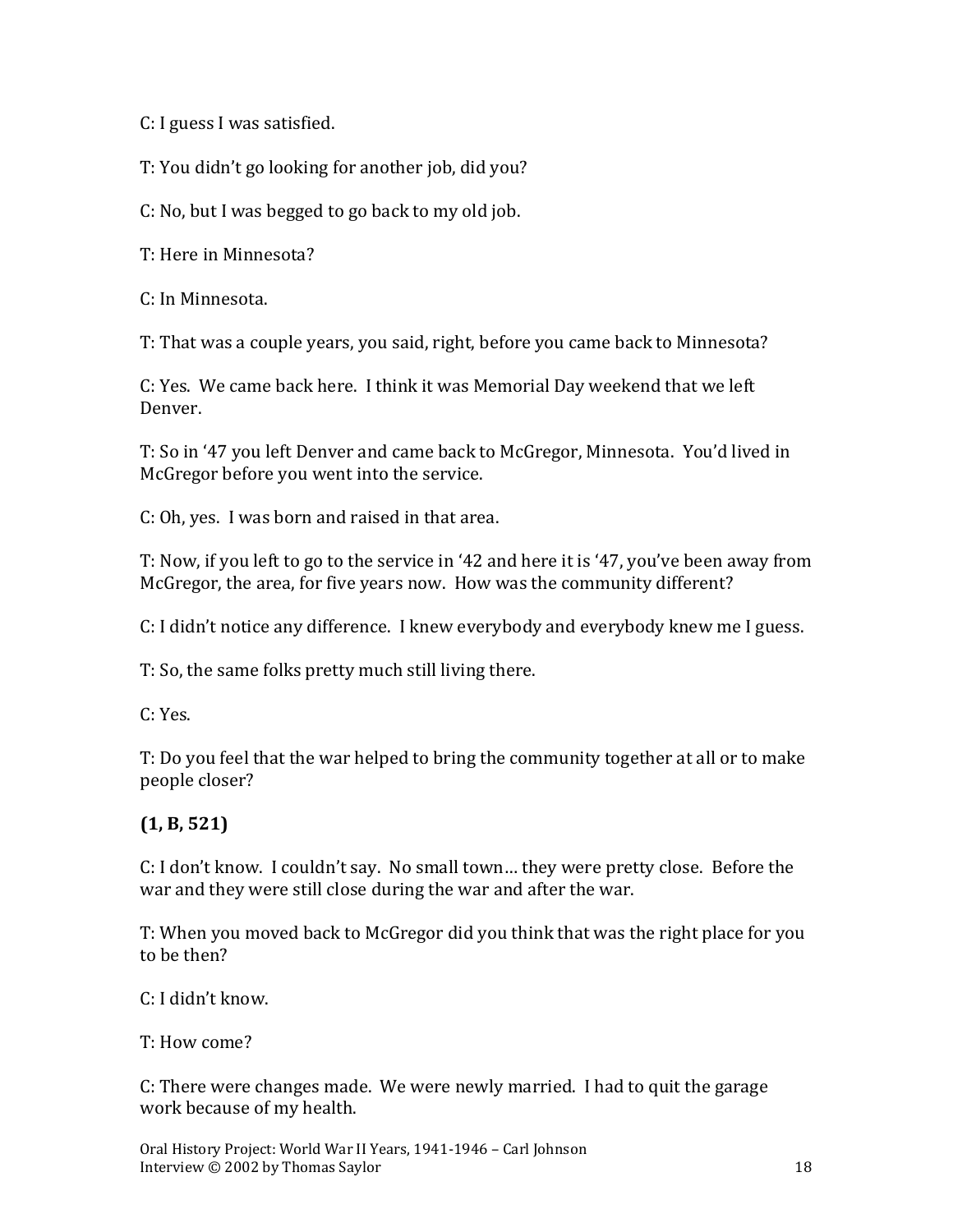C: I guess I was satisfied.

T: You didn't go looking for another job, did you?

C: No, but I was begged to go back to my old job.

T: Here in Minnesota?

C: In Minnesota.

T: That was a couple years, you said, right, before you came back to Minnesota?

C: Yes. We came back here. I think it was Memorial Day weekend that we left Denver.

T: So in '47 you left Denver and came back to McGregor, Minnesota. You'd lived in McGregor before you went into the service.

C: Oh, yes. I was born and raised in that area.

T: Now, if you left to go to the service in '42 and here it is '47, you've been away from McGregor, the area, for five years now. How was the community different?

C: I didn't notice any difference. I knew everybody and everybody knew me I guess.

T: So, the same folks pretty much still living there.

C: Yes.

T: Do you feel that the war helped to bring the community together at all or to make people closer?

**(1, B, 521)**

C: I don't know. I couldn't say. No small town… they were pretty close. Before the war and they were still close during the war and after the war.

T: When you moved back to McGregor did you think that was the right place for you to be then?

C: I didn't know.

T: How come?

C: There were changes made. We were newly married. I had to quit the garage work because of my health.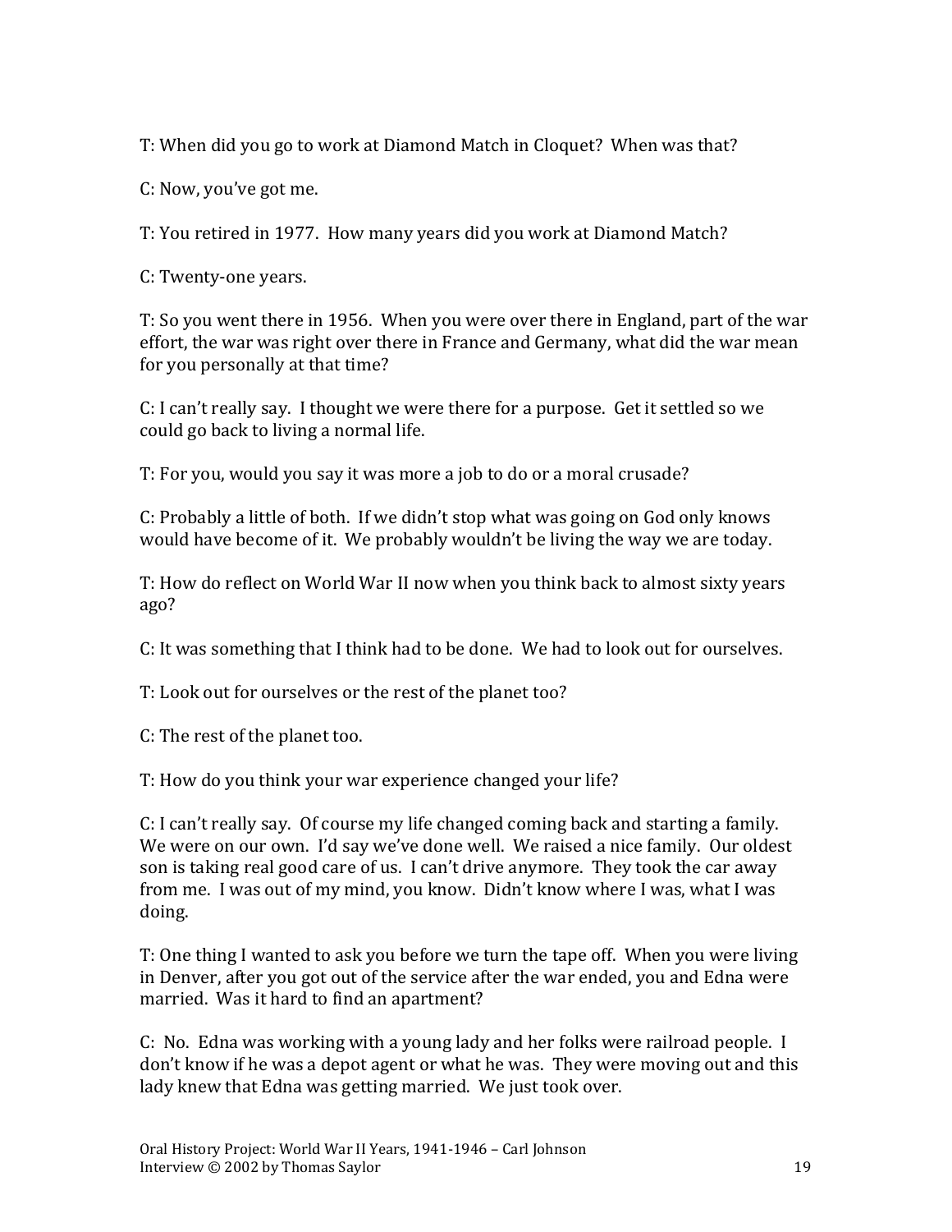T: When did you go to work at Diamond Match in Cloquet? When was that?

C: Now, you've got me.

T: You retired in 1977. How many years did you work at Diamond Match?

C: Twenty-one years.

T: So you went there in 1956. When you were over there in England, part of the war effort, the war was right over there in France and Germany, what did the war mean for you personally at that time?

C: I can't really say. I thought we were there for a purpose. Get it settled so we could go back to living a normal life.

T: For you, would you say it was more a job to do or a moral crusade?

C: Probably a little of both. If we didn't stop what was going on God only knows would have become of it. We probably wouldn't be living the way we are today.

T: How do reflect on World War II now when you think back to almost sixty years ago?

C: It was something that I think had to be done. We had to look out for ourselves.

T: Look out for ourselves or the rest of the planet too?

C: The rest of the planet too.

T: How do you think your war experience changed your life?

C: I can't really say. Of course my life changed coming back and starting a family. We were on our own. I'd say we've done well. We raised a nice family. Our oldest son is taking real good care of us. I can't drive anymore. They took the car away from me. I was out of my mind, you know. Didn't know where I was, what I was doing.

T: One thing I wanted to ask you before we turn the tape off. When you were living in Denver, after you got out of the service after the war ended, you and Edna were married. Was it hard to find an apartment?

C: No. Edna was working with a young lady and her folks were railroad people. I don't know if he was a depot agent or what he was. They were moving out and this lady knew that Edna was getting married. We just took over.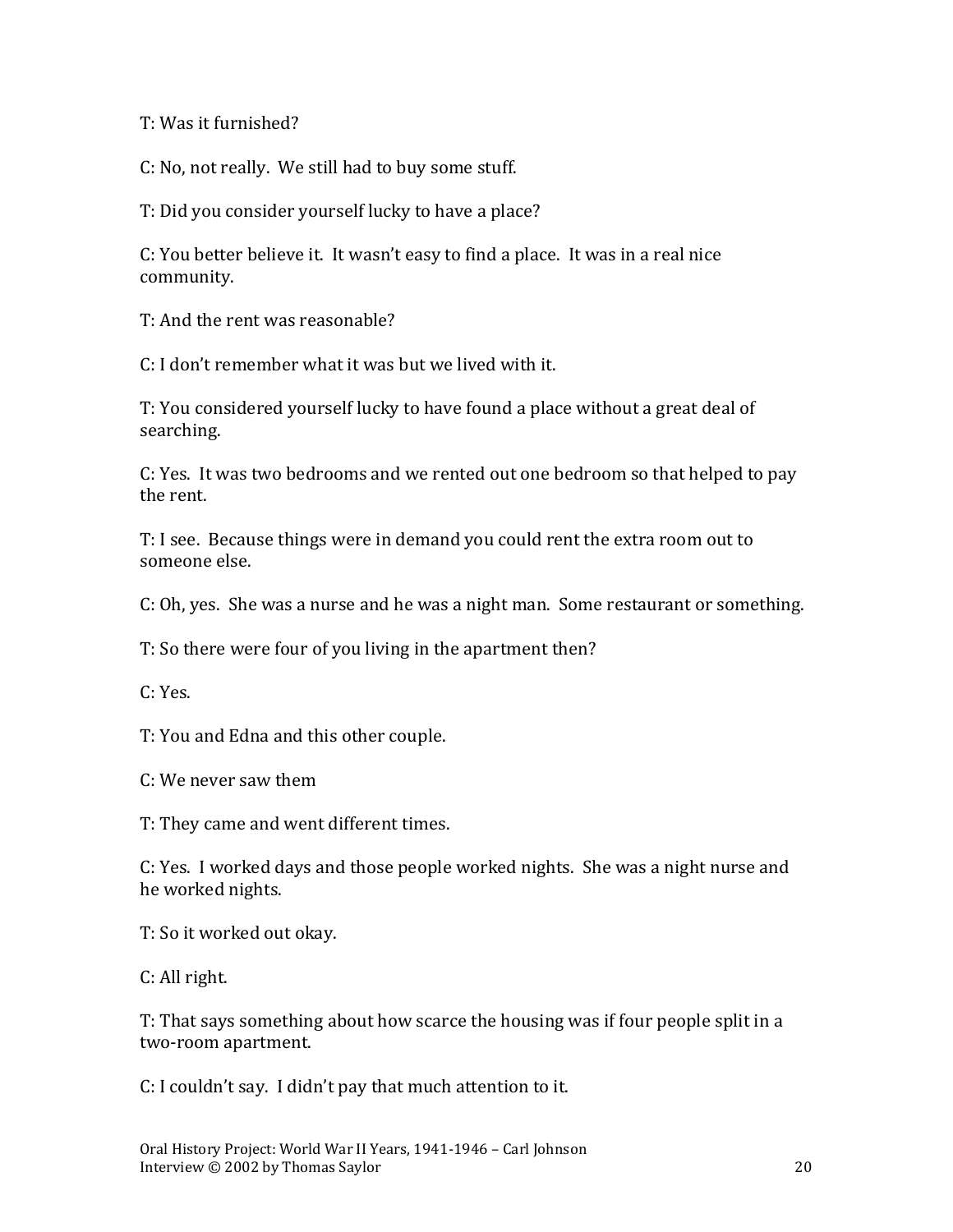T: Was it furnished?

C: No, not really. We still had to buy some stuff.

T: Did you consider yourself lucky to have a place?

C: You better believe it. It wasn't easy to find a place. It was in a real nice community.

T: And the rent was reasonable?

C: I don't remember what it was but we lived with it.

T: You considered yourself lucky to have found a place without a great deal of searching.

C: Yes. It was two bedrooms and we rented out one bedroom so that helped to pay the rent.

T: I see. Because things were in demand you could rent the extra room out to someone else.

C: Oh, yes. She was a nurse and he was a night man. Some restaurant or something.

T: So there were four of you living in the apartment then?

C: Yes.

T: You and Edna and this other couple.

C: We never saw them

T: They came and went different times.

C: Yes. I worked days and those people worked nights. She was a night nurse and he worked nights.

T: So it worked out okay.

C: All right.

T: That says something about how scarce the housing was if four people split in a two-room apartment.

C: I couldn't say. I didn't pay that much attention to it.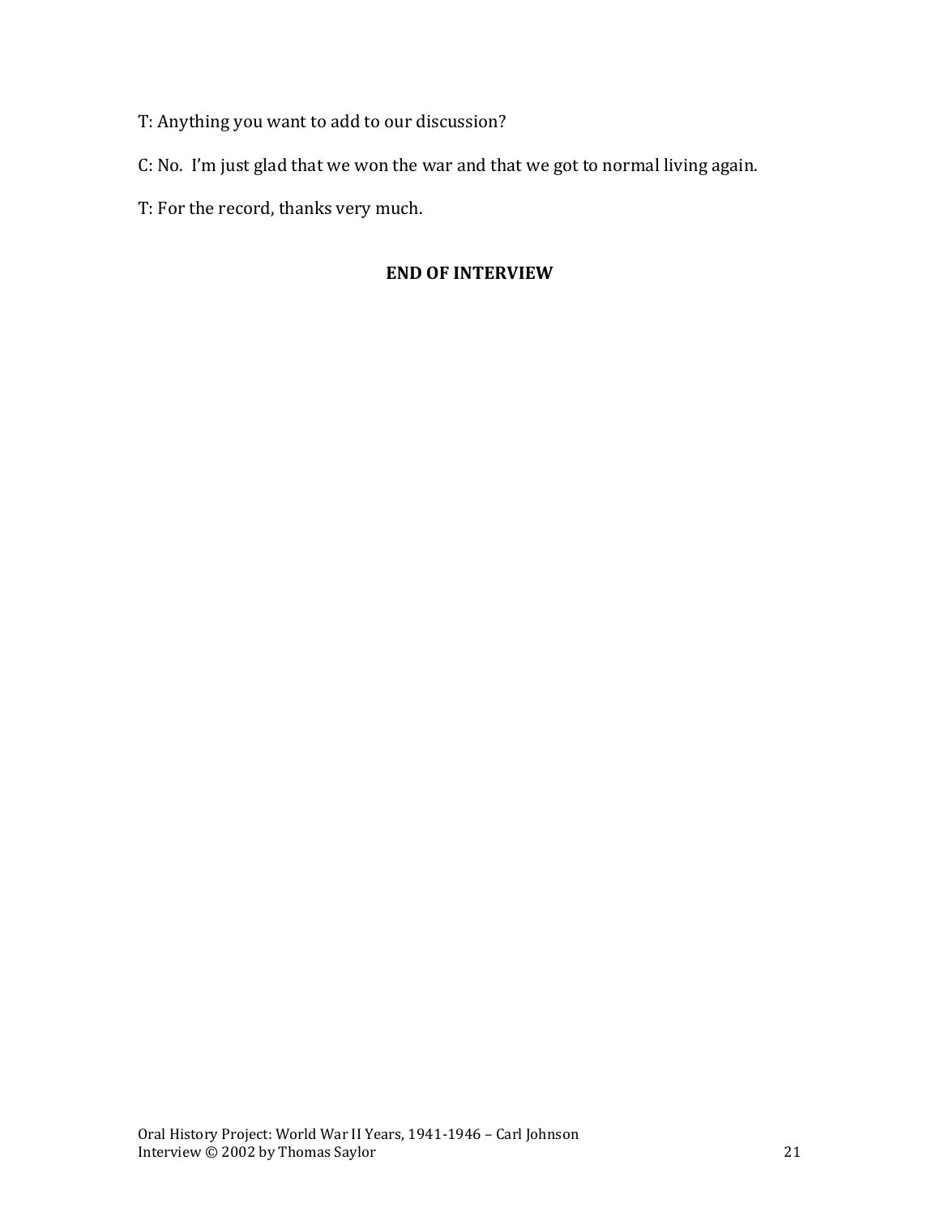T: Anything you want to add to our discussion?

C: No.  I'm just glad that we won the war and that we got to normal living again.

T: For the record, thanks very much.

**END OF INTERVIEW**